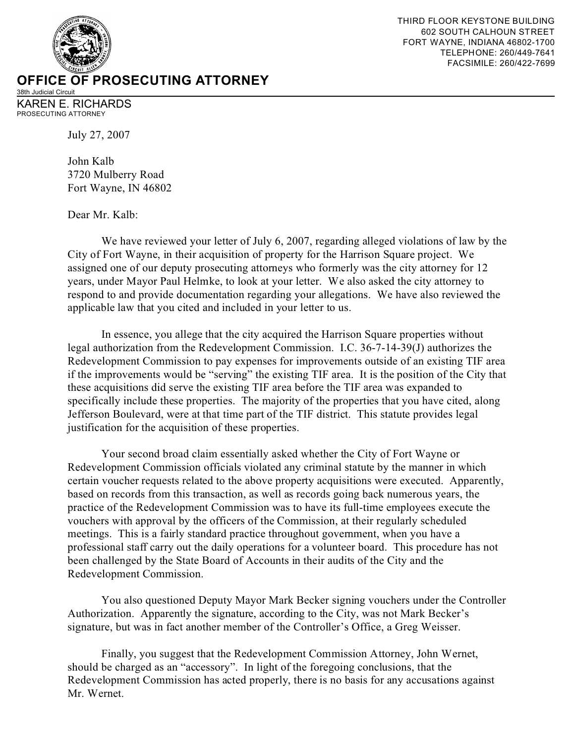THIRD FLOOR KEYSTONE BUILDING
602 SOUTH CALHOUN STREET
FORT WAYNE, INDIANA 46802-1700
TELEPHONE: 260/449-7641
FACSIMILE: 260/422-7699

# OFFICE OF PROSECUTING ATTORNEY

38th Judicial Circuit

KAREN E. RICHARDS
PROSECUTING ATTORNEY

July 27, 2007

John Kalb
3720 Mulberry Road
Fort Wayne, IN 46802

Dear Mr. Kalb:

We have reviewed your letter of July 6, 2007, regarding alleged violations of law by the City of Fort Wayne, in their acquisition of property for the Harrison Square project. We assigned one of our deputy prosecuting attorneys who formerly was the city attorney for 12 years, under Mayor Paul Helmke, to look at your letter. We also asked the city attorney to respond to and provide documentation regarding your allegations. We have also reviewed the applicable law that you cited and included in your letter to us.

In essence, you allege that the city acquired the Harrison Square properties without legal authorization from the Redevelopment Commission. I.C. 36-7-14-39(J) authorizes the Redevelopment Commission to pay expenses for improvements outside of an existing TIF area if the improvements would be "serving" the existing TIF area. It is the position of the City that these acquisitions did serve the existing TIF area before the TIF area was expanded to specifically include these properties. The majority of the properties that you have cited, along Jefferson Boulevard, were at that time part of the TIF district. This statute provides legal justification for the acquisition of these properties.

Your second broad claim essentially asked whether the City of Fort Wayne or Redevelopment Commission officials violated any criminal statute by the manner in which certain voucher requests related to the above property acquisitions were executed. Apparently, based on records from this transaction, as well as records going back numerous years, the practice of the Redevelopment Commission was to have its full-time employees execute the vouchers with approval by the officers of the Commission, at their regularly scheduled meetings. This is a fairly standard practice throughout government, when you have a professional staff carry out the daily operations for a volunteer board. This procedure has not been challenged by the State Board of Accounts in their audits of the City and the Redevelopment Commission.

You also questioned Deputy Mayor Mark Becker signing vouchers under the Controller Authorization. Apparently the signature, according to the City, was not Mark Becker's signature, but was in fact another member of the Controller's Office, a Greg Weisser.

Finally, you suggest that the Redevelopment Commission Attorney, John Wernet, should be charged as an "accessory". In light of the foregoing conclusions, that the Redevelopment Commission has acted properly, there is no basis for any accusations against Mr. Wernet.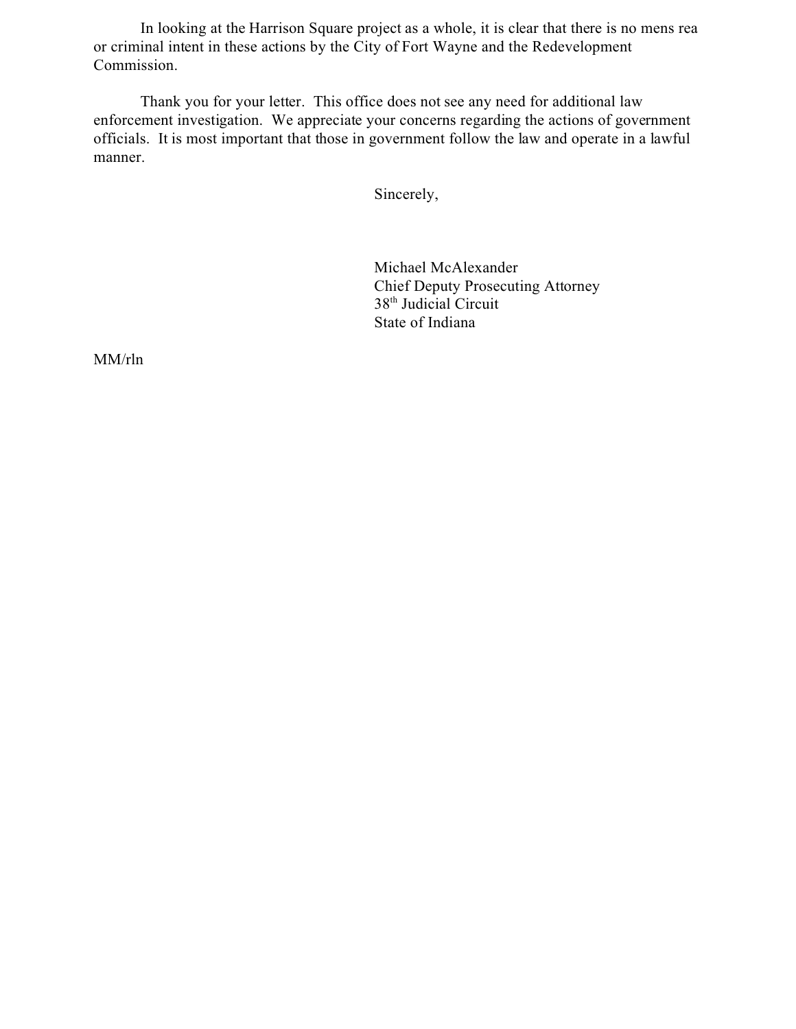In looking at the Harrison Square project as a whole, it is clear that there is no mens rea or criminal intent in these actions by the City of Fort Wayne and the Redevelopment Commission.

Thank you for your letter. This office does not see any need for additional law enforcement investigation. We appreciate your concerns regarding the actions of government officials. It is most important that those in government follow the law and operate in a lawful manner.

Sincerely,

Michael McAlexander
Chief Deputy Prosecuting Attorney
38th Judicial Circuit
State of Indiana

MM/rln